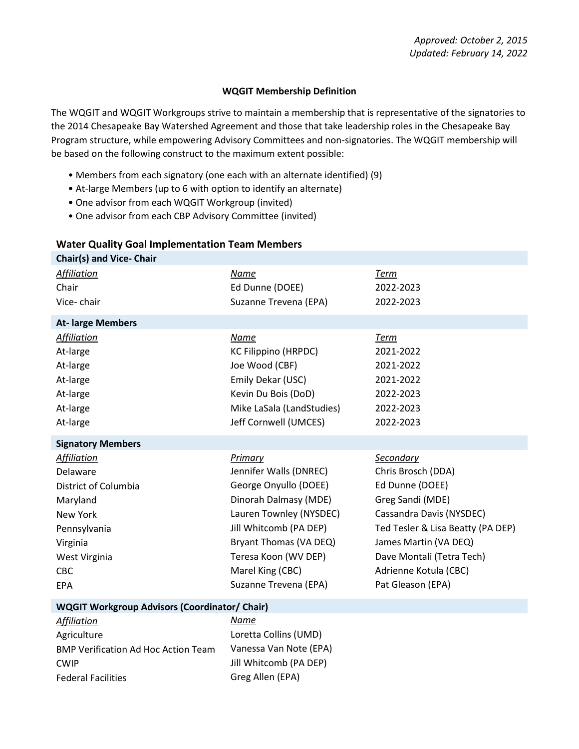*Approved: October 2, 2015*
*Updated: February 14, 2022*

## WQGIT Membership Definition

The WQGIT and WQGIT Workgroups strive to maintain a membership that is representative of the signatories to the 2014 Chesapeake Bay Watershed Agreement and those that take leadership roles in the Chesapeake Bay Program structure, while empowering Advisory Committees and non-signatories. The WQGIT membership will be based on the following construct to the maximum extent possible:

- Members from each signatory (one each with an alternate identified) (9)
- At-large Members (up to 6 with option to identify an alternate)
- One advisor from each WQGIT Workgroup (invited)
- One advisor from each CBP Advisory Committee (invited)

### Water Quality Goal Implementation Team Members

**Chair(s) and Vice- Chair**

| *Affiliation* | *Name* | *Term* |
|---|---|---|
| Chair | Ed Dunne (DOEE) | 2022-2023 |
| Vice- chair | Suzanne Trevena (EPA) | 2022-2023 |

**At- large Members**

| *Affiliation* | *Name* | *Term* |
|---|---|---|
| At-large | KC Filippino (HRPDC) | 2021-2022 |
| At-large | Joe Wood (CBF) | 2021-2022 |
| At-large | Emily Dekar (USC) | 2021-2022 |
| At-large | Kevin Du Bois (DoD) | 2022-2023 |
| At-large | Mike LaSala (LandStudies) | 2022-2023 |
| At-large | Jeff Cornwell (UMCES) | 2022-2023 |

**Signatory Members**

| *Affiliation* | *Primary* | *Secondary* |
|---|---|---|
| Delaware | Jennifer Walls (DNREC) | Chris Brosch (DDA) |
| District of Columbia | George Onyullo (DOEE) | Ed Dunne (DOEE) |
| Maryland | Dinorah Dalmasy (MDE) | Greg Sandi (MDE) |
| New York | Lauren Townley (NYSDEC) | Cassandra Davis (NYSDEC) |
| Pennsylvania | Jill Whitcomb (PA DEP) | Ted Tesler & Lisa Beatty (PA DEP) |
| Virginia | Bryant Thomas (VA DEQ) | James Martin (VA DEQ) |
| West Virginia | Teresa Koon (WV DEP) | Dave Montali (Tetra Tech) |
| CBC | Marel King (CBC) | Adrienne Kotula (CBC) |
| EPA | Suzanne Trevena (EPA) | Pat Gleason (EPA) |

**WQGIT Workgroup Advisors (Coordinator/ Chair)**

| *Affiliation* | *Name* |
|---|---|
| Agriculture | Loretta Collins (UMD) |
| BMP Verification Ad Hoc Action Team | Vanessa Van Note (EPA) |
| CWIP | Jill Whitcomb (PA DEP) |
| Federal Facilities | Greg Allen (EPA) |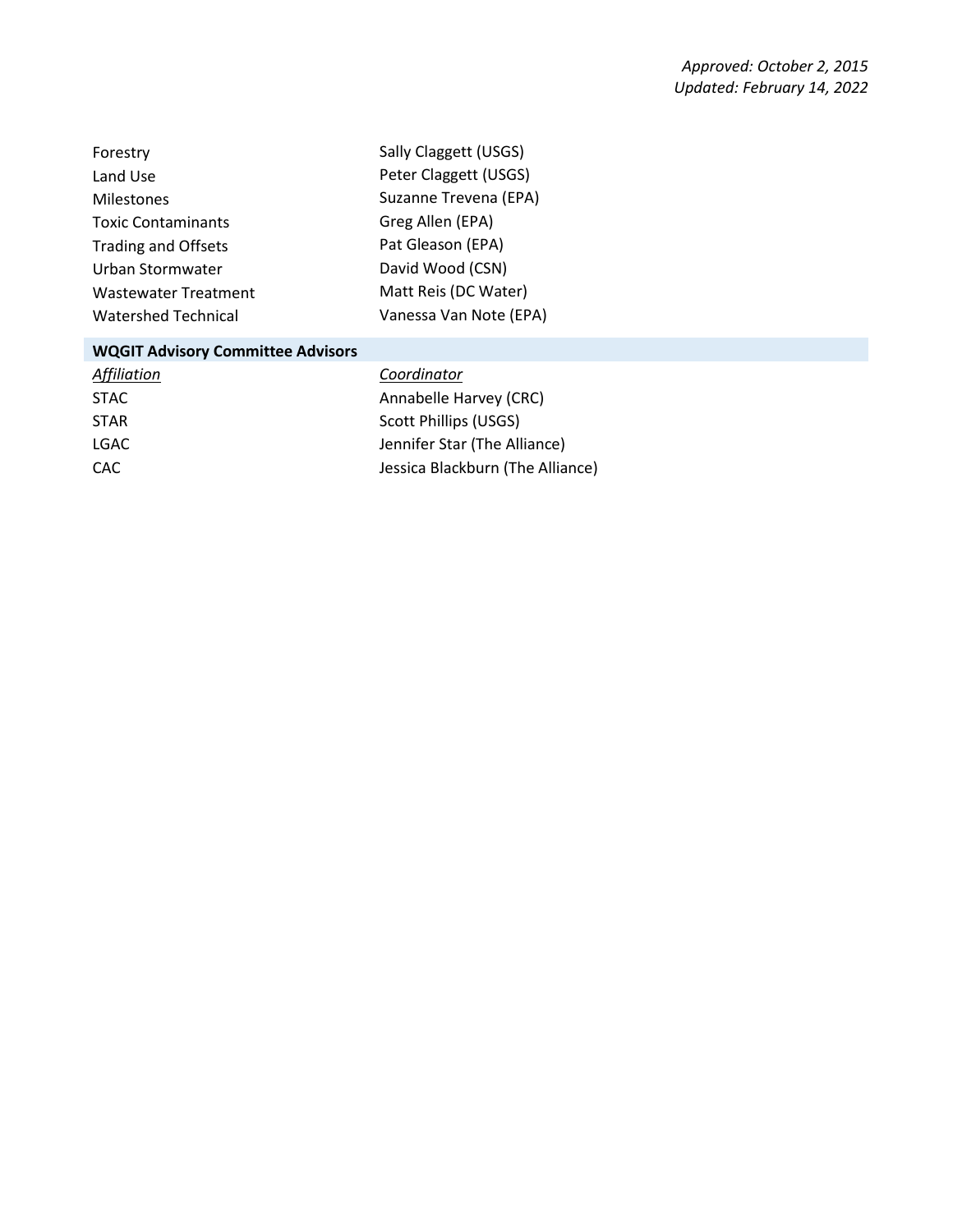*Approved: October 2, 2015*
*Updated: February 14, 2022*

| | |
|---|---|
| Forestry | Sally Claggett (USGS) |
| Land Use | Peter Claggett (USGS) |
| Milestones | Suzanne Trevena (EPA) |
| Toxic Contaminants | Greg Allen (EPA) |
| Trading and Offsets | Pat Gleason (EPA) |
| Urban Stormwater | David Wood (CSN) |
| Wastewater Treatment | Matt Reis (DC Water) |
| Watershed Technical | Vanessa Van Note (EPA) |

**WQGIT Advisory Committee Advisors**

| *Affiliation* | *Coordinator* |
|---|---|
| STAC | Annabelle Harvey (CRC) |
| STAR | Scott Phillips (USGS) |
| LGAC | Jennifer Star (The Alliance) |
| CAC | Jessica Blackburn (The Alliance) |